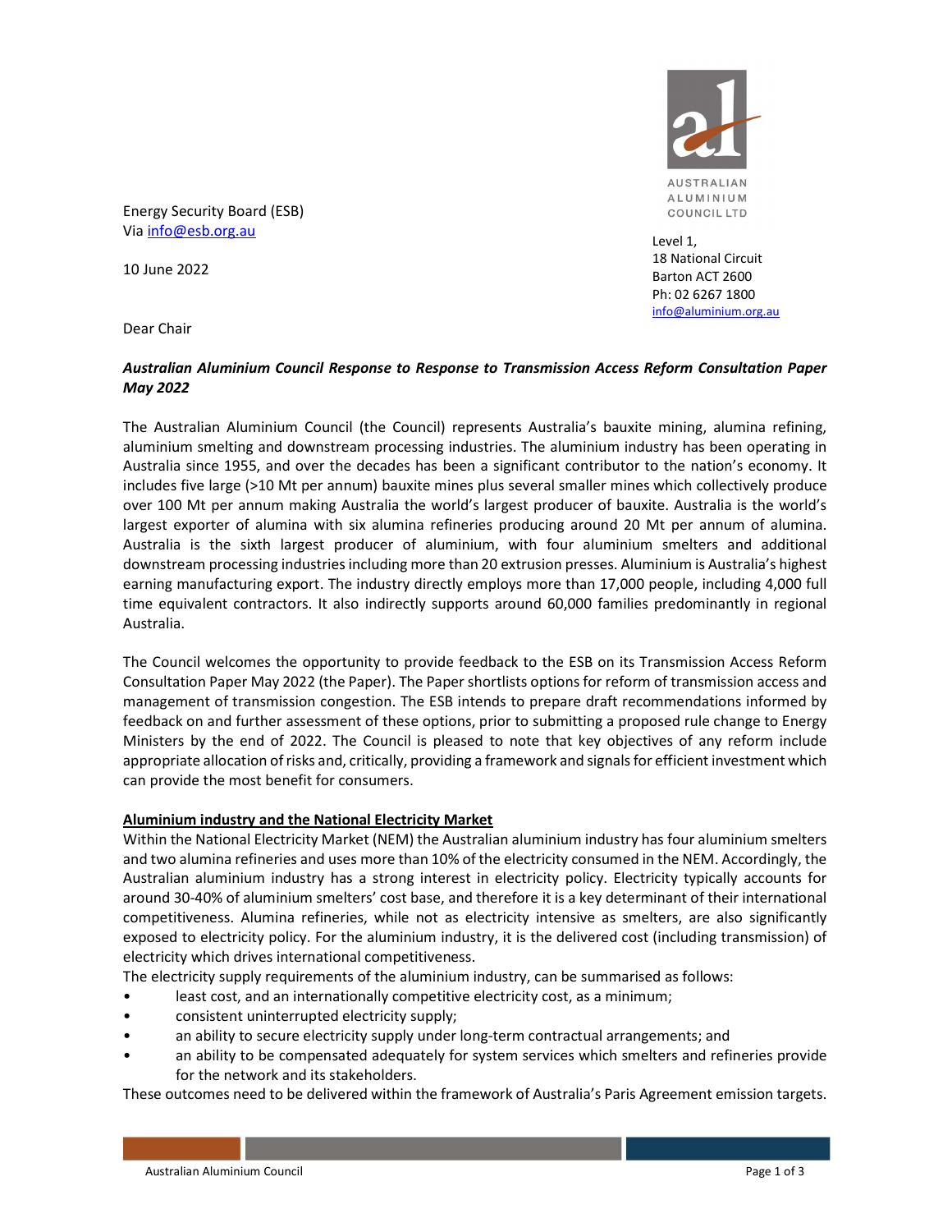AUSTRALIAN ALUMINIUM COUNCIL LTD

Level 1,
18 National Circuit
Barton ACT 2600
Ph: 02 6267 1800
info@aluminium.org.au

Energy Security Board (ESB)
Via info@esb.org.au

10 June 2022

Dear Chair

***Australian Aluminium Council Response to Response to Transmission Access Reform Consultation Paper May 2022***

The Australian Aluminium Council (the Council) represents Australia's bauxite mining, alumina refining, aluminium smelting and downstream processing industries. The aluminium industry has been operating in Australia since 1955, and over the decades has been a significant contributor to the nation's economy. It includes five large (>10 Mt per annum) bauxite mines plus several smaller mines which collectively produce over 100 Mt per annum making Australia the world's largest producer of bauxite. Australia is the world's largest exporter of alumina with six alumina refineries producing around 20 Mt per annum of alumina. Australia is the sixth largest producer of aluminium, with four aluminium smelters and additional downstream processing industries including more than 20 extrusion presses. Aluminium is Australia's highest earning manufacturing export. The industry directly employs more than 17,000 people, including 4,000 full time equivalent contractors. It also indirectly supports around 60,000 families predominantly in regional Australia.

The Council welcomes the opportunity to provide feedback to the ESB on its Transmission Access Reform Consultation Paper May 2022 (the Paper). The Paper shortlists options for reform of transmission access and management of transmission congestion. The ESB intends to prepare draft recommendations informed by feedback on and further assessment of these options, prior to submitting a proposed rule change to Energy Ministers by the end of 2022. The Council is pleased to note that key objectives of any reform include appropriate allocation of risks and, critically, providing a framework and signals for efficient investment which can provide the most benefit for consumers.

**Aluminium industry and the National Electricity Market**

Within the National Electricity Market (NEM) the Australian aluminium industry has four aluminium smelters and two alumina refineries and uses more than 10% of the electricity consumed in the NEM. Accordingly, the Australian aluminium industry has a strong interest in electricity policy. Electricity typically accounts for around 30-40% of aluminium smelters' cost base, and therefore it is a key determinant of their international competitiveness. Alumina refineries, while not as electricity intensive as smelters, are also significantly exposed to electricity policy. For the aluminium industry, it is the delivered cost (including transmission) of electricity which drives international competitiveness.

The electricity supply requirements of the aluminium industry, can be summarised as follows:

- least cost, and an internationally competitive electricity cost, as a minimum;
- consistent uninterrupted electricity supply;
- an ability to secure electricity supply under long-term contractual arrangements; and
- an ability to be compensated adequately for system services which smelters and refineries provide for the network and its stakeholders.

These outcomes need to be delivered within the framework of Australia's Paris Agreement emission targets.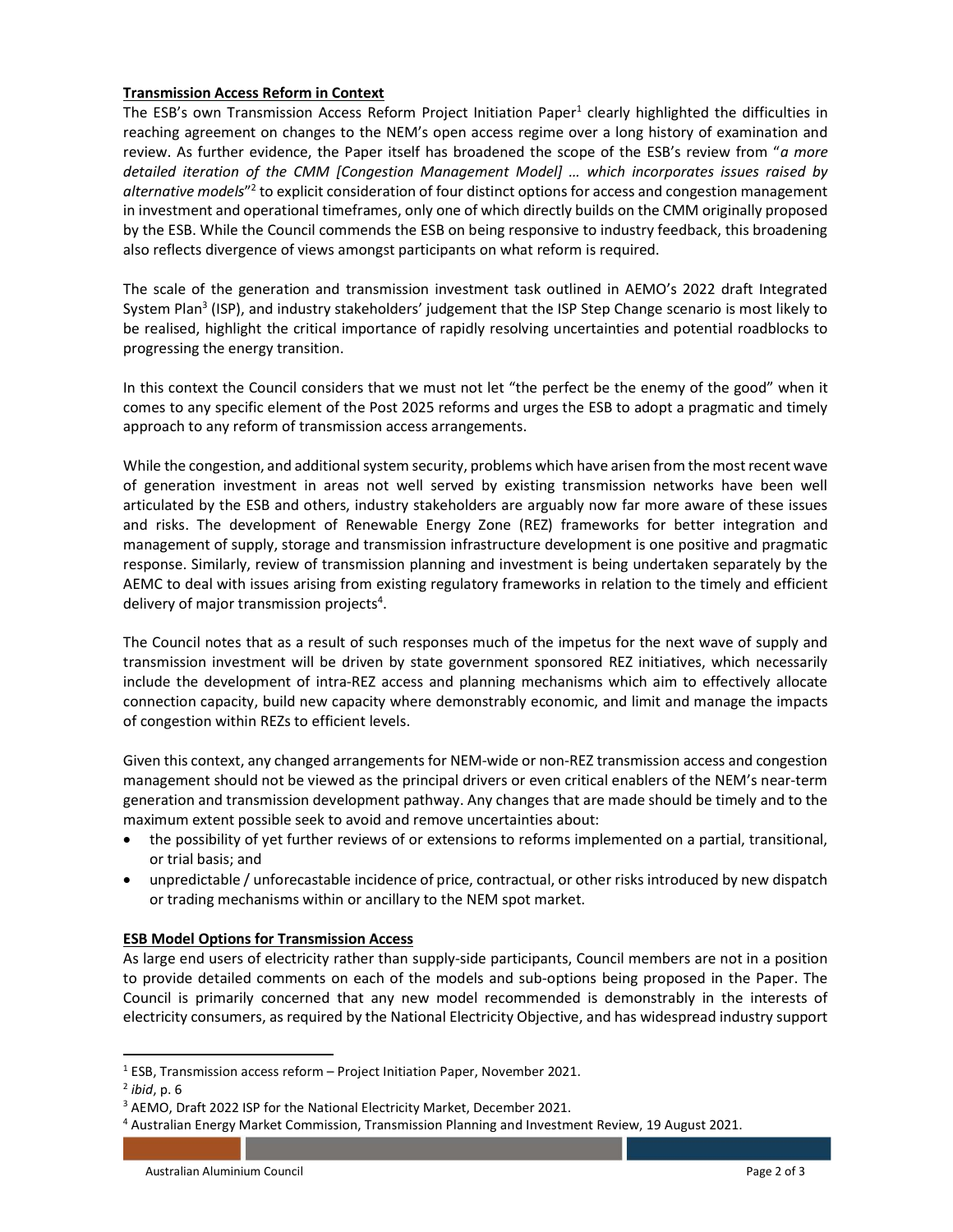## **Transmission Access Reform in Context**

The ESB's own Transmission Access Reform Project Initiation Paper[1] clearly highlighted the difficulties in reaching agreement on changes to the NEM's open access regime over a long history of examination and review. As further evidence, the Paper itself has broadened the scope of the ESB's review from "*a more detailed iteration of the CMM [Congestion Management Model] … which incorporates issues raised by alternative models*"[2] to explicit consideration of four distinct options for access and congestion management in investment and operational timeframes, only one of which directly builds on the CMM originally proposed by the ESB. While the Council commends the ESB on being responsive to industry feedback, this broadening also reflects divergence of views amongst participants on what reform is required.

The scale of the generation and transmission investment task outlined in AEMO's 2022 draft Integrated System Plan[3] (ISP), and industry stakeholders' judgement that the ISP Step Change scenario is most likely to be realised, highlight the critical importance of rapidly resolving uncertainties and potential roadblocks to progressing the energy transition.

In this context the Council considers that we must not let "the perfect be the enemy of the good" when it comes to any specific element of the Post 2025 reforms and urges the ESB to adopt a pragmatic and timely approach to any reform of transmission access arrangements.

While the congestion, and additional system security, problems which have arisen from the most recent wave of generation investment in areas not well served by existing transmission networks have been well articulated by the ESB and others, industry stakeholders are arguably now far more aware of these issues and risks. The development of Renewable Energy Zone (REZ) frameworks for better integration and management of supply, storage and transmission infrastructure development is one positive and pragmatic response. Similarly, review of transmission planning and investment is being undertaken separately by the AEMC to deal with issues arising from existing regulatory frameworks in relation to the timely and efficient delivery of major transmission projects[4].

The Council notes that as a result of such responses much of the impetus for the next wave of supply and transmission investment will be driven by state government sponsored REZ initiatives, which necessarily include the development of intra-REZ access and planning mechanisms which aim to effectively allocate connection capacity, build new capacity where demonstrably economic, and limit and manage the impacts of congestion within REZs to efficient levels.

Given this context, any changed arrangements for NEM-wide or non-REZ transmission access and congestion management should not be viewed as the principal drivers or even critical enablers of the NEM's near-term generation and transmission development pathway. Any changes that are made should be timely and to the maximum extent possible seek to avoid and remove uncertainties about:

- the possibility of yet further reviews of or extensions to reforms implemented on a partial, transitional, or trial basis; and
- unpredictable / unforecastable incidence of price, contractual, or other risks introduced by new dispatch or trading mechanisms within or ancillary to the NEM spot market.

## **ESB Model Options for Transmission Access**

As large end users of electricity rather than supply-side participants, Council members are not in a position to provide detailed comments on each of the models and sub-options being proposed in the Paper. The Council is primarily concerned that any new model recommended is demonstrably in the interests of electricity consumers, as required by the National Electricity Objective, and has widespread industry support

---

[1] ESB, Transmission access reform – Project Initiation Paper, November 2021.

[2] *ibid*, p. 6

[3] AEMO, Draft 2022 ISP for the National Electricity Market, December 2021.

[4] Australian Energy Market Commission, Transmission Planning and Investment Review, 19 August 2021.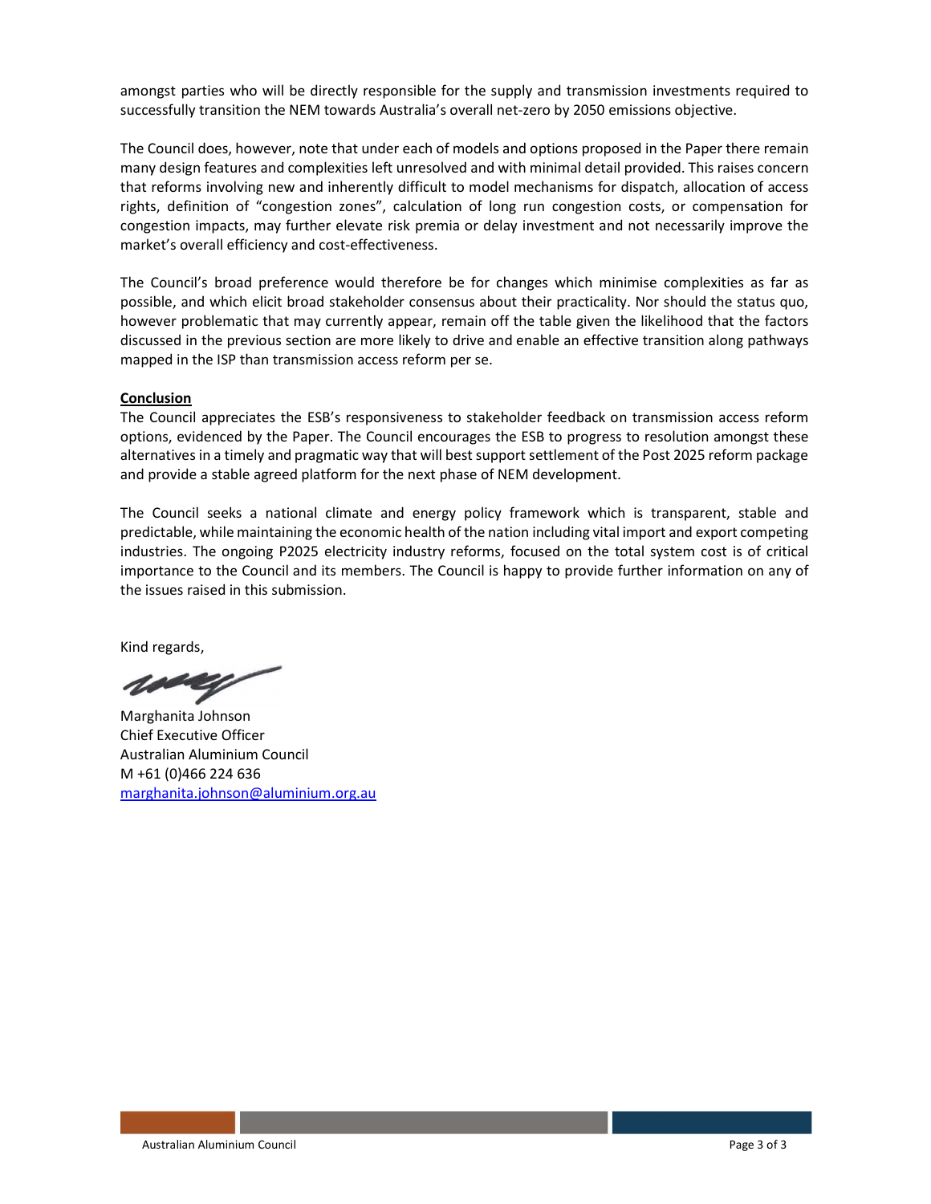amongst parties who will be directly responsible for the supply and transmission investments required to successfully transition the NEM towards Australia's overall net-zero by 2050 emissions objective.

The Council does, however, note that under each of models and options proposed in the Paper there remain many design features and complexities left unresolved and with minimal detail provided. This raises concern that reforms involving new and inherently difficult to model mechanisms for dispatch, allocation of access rights, definition of "congestion zones", calculation of long run congestion costs, or compensation for congestion impacts, may further elevate risk premia or delay investment and not necessarily improve the market's overall efficiency and cost-effectiveness.

The Council's broad preference would therefore be for changes which minimise complexities as far as possible, and which elicit broad stakeholder consensus about their practicality. Nor should the status quo, however problematic that may currently appear, remain off the table given the likelihood that the factors discussed in the previous section are more likely to drive and enable an effective transition along pathways mapped in the ISP than transmission access reform per se.

**Conclusion**

The Council appreciates the ESB's responsiveness to stakeholder feedback on transmission access reform options, evidenced by the Paper. The Council encourages the ESB to progress to resolution amongst these alternatives in a timely and pragmatic way that will best support settlement of the Post 2025 reform package and provide a stable agreed platform for the next phase of NEM development.

The Council seeks a national climate and energy policy framework which is transparent, stable and predictable, while maintaining the economic health of the nation including vital import and export competing industries. The ongoing P2025 electricity industry reforms, focused on the total system cost is of critical importance to the Council and its members. The Council is happy to provide further information on any of the issues raised in this submission.

Kind regards,

Marghanita Johnson
Chief Executive Officer
Australian Aluminium Council
M +61 (0)466 224 636
marghanita.johnson@aluminium.org.au